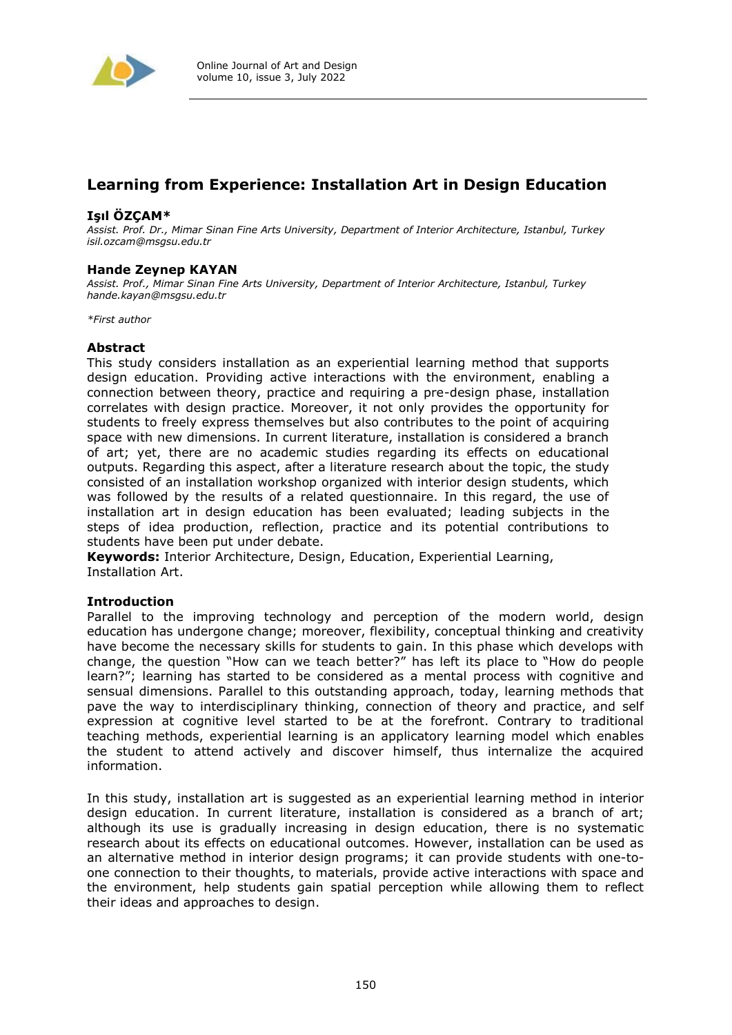# Learning from Experience: Installation Art in Design Education

**Işıl ÖZÇAM***
*Assist. Prof. Dr., Mimar Sinan Fine Arts University, Department of Interior Architecture, Istanbul, Turkey*
*isil.ozcam@msgsu.edu.tr*

**Hande Zeynep KAYAN**
*Assist. Prof., Mimar Sinan Fine Arts University, Department of Interior Architecture, Istanbul, Turkey*
*hande.kayan@msgsu.edu.tr*

*\*First author*

## Abstract

This study considers installation as an experiential learning method that supports design education. Providing active interactions with the environment, enabling a connection between theory, practice and requiring a pre-design phase, installation correlates with design practice. Moreover, it not only provides the opportunity for students to freely express themselves but also contributes to the point of acquiring space with new dimensions. In current literature, installation is considered a branch of art; yet, there are no academic studies regarding its effects on educational outputs. Regarding this aspect, after a literature research about the topic, the study consisted of an installation workshop organized with interior design students, which was followed by the results of a related questionnaire. In this regard, the use of installation art in design education has been evaluated; leading subjects in the steps of idea production, reflection, practice and its potential contributions to students have been put under debate.

**Keywords:** Interior Architecture, Design, Education, Experiential Learning, Installation Art.

## Introduction

Parallel to the improving technology and perception of the modern world, design education has undergone change; moreover, flexibility, conceptual thinking and creativity have become the necessary skills for students to gain. In this phase which develops with change, the question "How can we teach better?" has left its place to "How do people learn?"; learning has started to be considered as a mental process with cognitive and sensual dimensions. Parallel to this outstanding approach, today, learning methods that pave the way to interdisciplinary thinking, connection of theory and practice, and self expression at cognitive level started to be at the forefront. Contrary to traditional teaching methods, experiential learning is an applicatory learning model which enables the student to attend actively and discover himself, thus internalize the acquired information.

In this study, installation art is suggested as an experiential learning method in interior design education. In current literature, installation is considered as a branch of art; although its use is gradually increasing in design education, there is no systematic research about its effects on educational outcomes. However, installation can be used as an alternative method in interior design programs; it can provide students with one-to-one connection to their thoughts, to materials, provide active interactions with space and the environment, help students gain spatial perception while allowing them to reflect their ideas and approaches to design.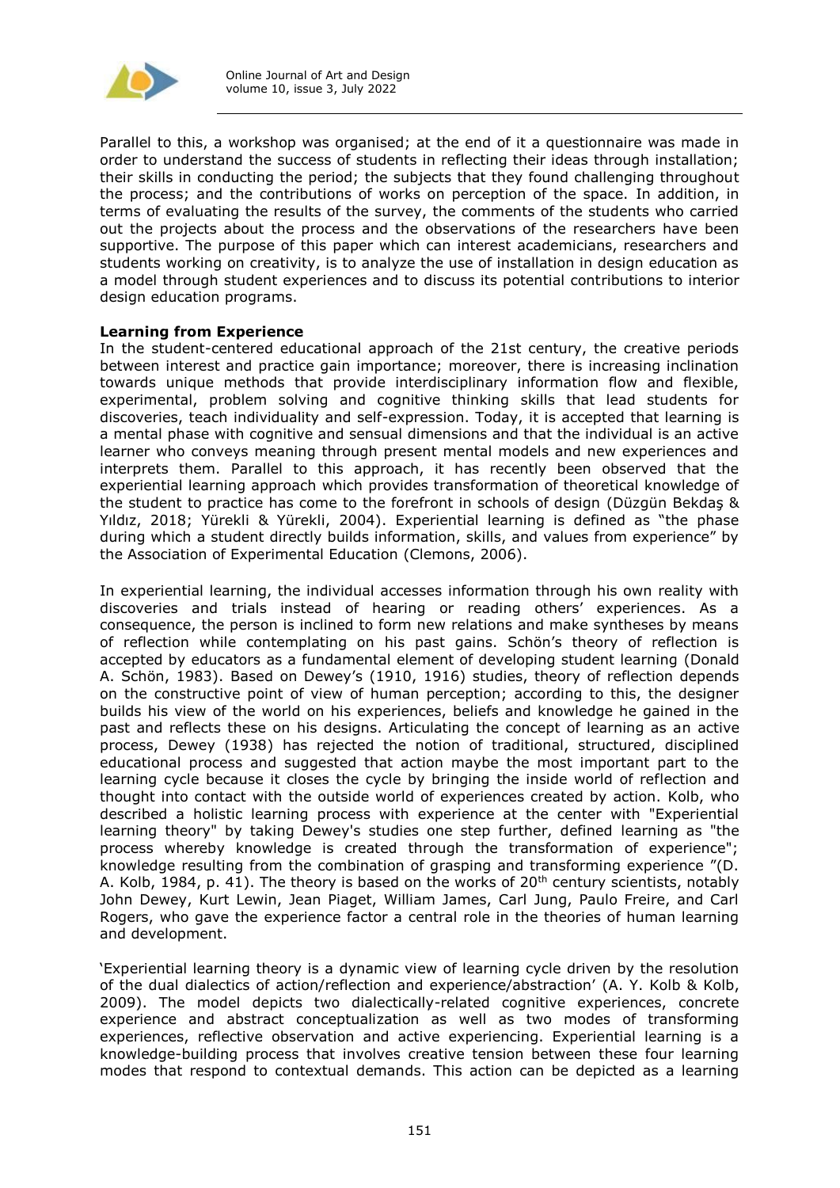Parallel to this, a workshop was organised; at the end of it a questionnaire was made in order to understand the success of students in reflecting their ideas through installation; their skills in conducting the period; the subjects that they found challenging throughout the process; and the contributions of works on perception of the space. In addition, in terms of evaluating the results of the survey, the comments of the students who carried out the projects about the process and the observations of the researchers have been supportive. The purpose of this paper which can interest academicians, researchers and students working on creativity, is to analyze the use of installation in design education as a model through student experiences and to discuss its potential contributions to interior design education programs.

**Learning from Experience**

In the student-centered educational approach of the 21st century, the creative periods between interest and practice gain importance; moreover, there is increasing inclination towards unique methods that provide interdisciplinary information flow and flexible, experimental, problem solving and cognitive thinking skills that lead students for discoveries, teach individuality and self-expression. Today, it is accepted that learning is a mental phase with cognitive and sensual dimensions and that the individual is an active learner who conveys meaning through present mental models and new experiences and interprets them. Parallel to this approach, it has recently been observed that the experiential learning approach which provides transformation of theoretical knowledge of the student to practice has come to the forefront in schools of design (Düzgün Bekdaş & Yıldız, 2018; Yürekli & Yürekli, 2004). Experiential learning is defined as "the phase during which a student directly builds information, skills, and values from experience" by the Association of Experimental Education (Clemons, 2006).

In experiential learning, the individual accesses information through his own reality with discoveries and trials instead of hearing or reading others' experiences. As a consequence, the person is inclined to form new relations and make syntheses by means of reflection while contemplating on his past gains. Schön's theory of reflection is accepted by educators as a fundamental element of developing student learning (Donald A. Schön, 1983). Based on Dewey's (1910, 1916) studies, theory of reflection depends on the constructive point of view of human perception; according to this, the designer builds his view of the world on his experiences, beliefs and knowledge he gained in the past and reflects these on his designs. Articulating the concept of learning as an active process, Dewey (1938) has rejected the notion of traditional, structured, disciplined educational process and suggested that action maybe the most important part to the learning cycle because it closes the cycle by bringing the inside world of reflection and thought into contact with the outside world of experiences created by action. Kolb, who described a holistic learning process with experience at the center with "Experiential learning theory" by taking Dewey's studies one step further, defined learning as "the process whereby knowledge is created through the transformation of experience"; knowledge resulting from the combination of grasping and transforming experience "(D. A. Kolb, 1984, p. 41). The theory is based on the works of 20th century scientists, notably John Dewey, Kurt Lewin, Jean Piaget, William James, Carl Jung, Paulo Freire, and Carl Rogers, who gave the experience factor a central role in the theories of human learning and development.

'Experiential learning theory is a dynamic view of learning cycle driven by the resolution of the dual dialectics of action/reflection and experience/abstraction' (A. Y. Kolb & Kolb, 2009). The model depicts two dialectically-related cognitive experiences, concrete experience and abstract conceptualization as well as two modes of transforming experiences, reflective observation and active experiencing. Experiential learning is a knowledge-building process that involves creative tension between these four learning modes that respond to contextual demands. This action can be depicted as a learning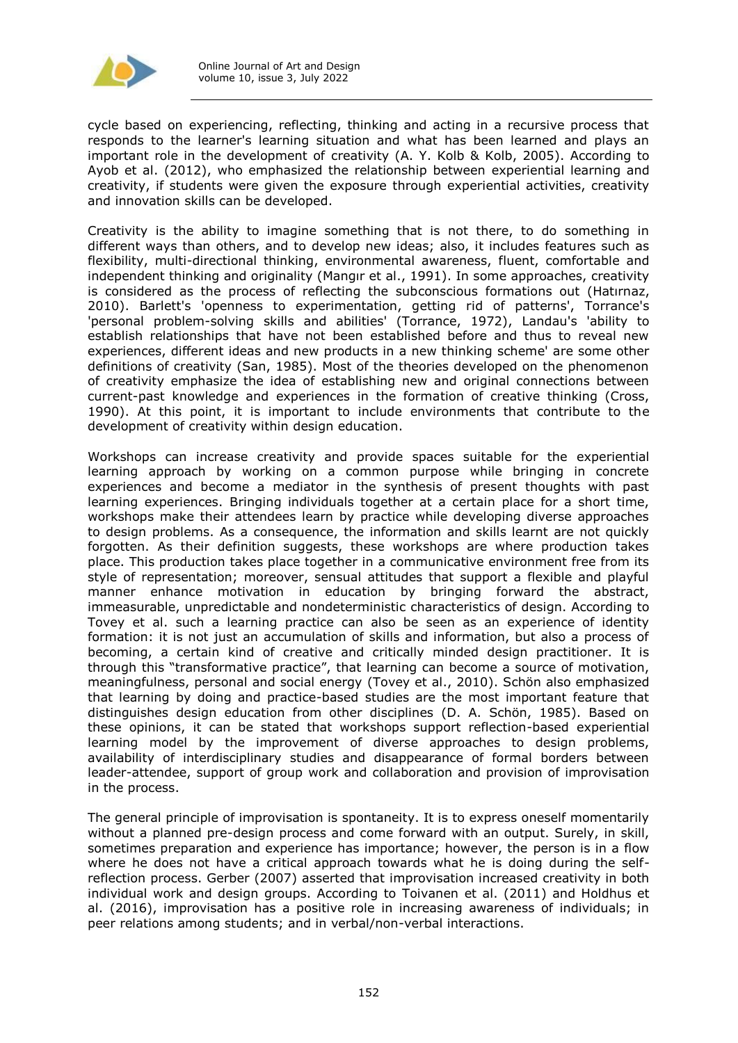cycle based on experiencing, reflecting, thinking and acting in a recursive process that responds to the learner's learning situation and what has been learned and plays an important role in the development of creativity (A. Y. Kolb & Kolb, 2005). According to Ayob et al. (2012), who emphasized the relationship between experiential learning and creativity, if students were given the exposure through experiential activities, creativity and innovation skills can be developed.

Creativity is the ability to imagine something that is not there, to do something in different ways than others, and to develop new ideas; also, it includes features such as flexibility, multi-directional thinking, environmental awareness, fluent, comfortable and independent thinking and originality (Mangır et al., 1991). In some approaches, creativity is considered as the process of reflecting the subconscious formations out (Hatırnaz, 2010). Barlett's 'openness to experimentation, getting rid of patterns', Torrance's 'personal problem-solving skills and abilities' (Torrance, 1972), Landau's 'ability to establish relationships that have not been established before and thus to reveal new experiences, different ideas and new products in a new thinking scheme' are some other definitions of creativity (San, 1985). Most of the theories developed on the phenomenon of creativity emphasize the idea of establishing new and original connections between current-past knowledge and experiences in the formation of creative thinking (Cross, 1990). At this point, it is important to include environments that contribute to the development of creativity within design education.

Workshops can increase creativity and provide spaces suitable for the experiential learning approach by working on a common purpose while bringing in concrete experiences and become a mediator in the synthesis of present thoughts with past learning experiences. Bringing individuals together at a certain place for a short time, workshops make their attendees learn by practice while developing diverse approaches to design problems. As a consequence, the information and skills learnt are not quickly forgotten. As their definition suggests, these workshops are where production takes place. This production takes place together in a communicative environment free from its style of representation; moreover, sensual attitudes that support a flexible and playful manner enhance motivation in education by bringing forward the abstract, immeasurable, unpredictable and nondeterministic characteristics of design. According to Tovey et al. such a learning practice can also be seen as an experience of identity formation: it is not just an accumulation of skills and information, but also a process of becoming, a certain kind of creative and critically minded design practitioner. It is through this "transformative practice", that learning can become a source of motivation, meaningfulness, personal and social energy (Tovey et al., 2010). Schön also emphasized that learning by doing and practice-based studies are the most important feature that distinguishes design education from other disciplines (D. A. Schön, 1985). Based on these opinions, it can be stated that workshops support reflection-based experiential learning model by the improvement of diverse approaches to design problems, availability of interdisciplinary studies and disappearance of formal borders between leader-attendee, support of group work and collaboration and provision of improvisation in the process.

The general principle of improvisation is spontaneity. It is to express oneself momentarily without a planned pre-design process and come forward with an output. Surely, in skill, sometimes preparation and experience has importance; however, the person is in a flow where he does not have a critical approach towards what he is doing during the self-reflection process. Gerber (2007) asserted that improvisation increased creativity in both individual work and design groups. According to Toivanen et al. (2011) and Holdhus et al. (2016), improvisation has a positive role in increasing awareness of individuals; in peer relations among students; and in verbal/non-verbal interactions.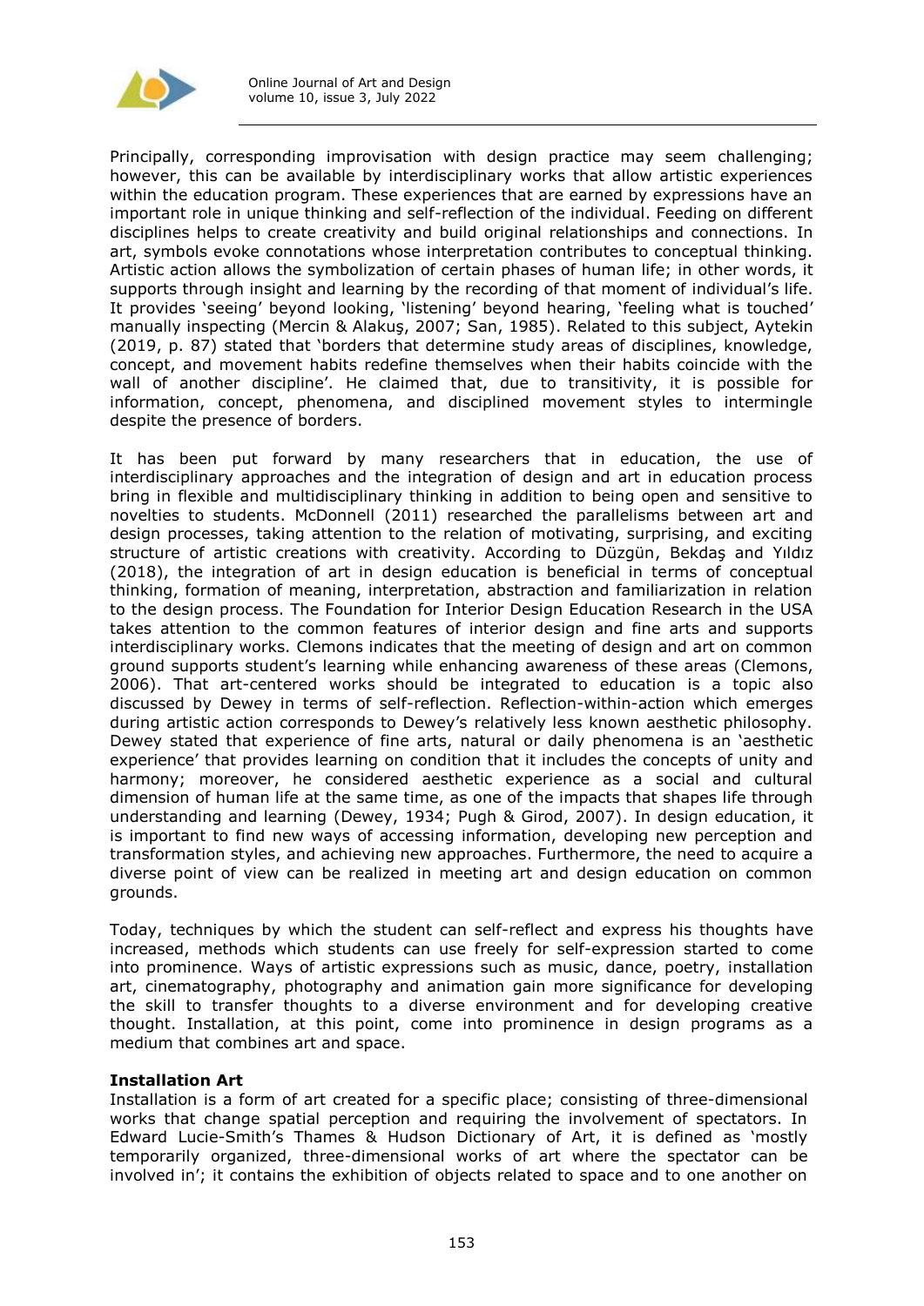Principally, corresponding improvisation with design practice may seem challenging; however, this can be available by interdisciplinary works that allow artistic experiences within the education program. These experiences that are earned by expressions have an important role in unique thinking and self-reflection of the individual. Feeding on different disciplines helps to create creativity and build original relationships and connections. In art, symbols evoke connotations whose interpretation contributes to conceptual thinking. Artistic action allows the symbolization of certain phases of human life; in other words, it supports through insight and learning by the recording of that moment of individual's life. It provides 'seeing' beyond looking, 'listening' beyond hearing, 'feeling what is touched' manually inspecting (Mercin & Alakuş, 2007; San, 1985). Related to this subject, Aytekin (2019, p. 87) stated that 'borders that determine study areas of disciplines, knowledge, concept, and movement habits redefine themselves when their habits coincide with the wall of another discipline'. He claimed that, due to transitivity, it is possible for information, concept, phenomena, and disciplined movement styles to intermingle despite the presence of borders.

It has been put forward by many researchers that in education, the use of interdisciplinary approaches and the integration of design and art in education process bring in flexible and multidisciplinary thinking in addition to being open and sensitive to novelties to students. McDonnell (2011) researched the parallelisms between art and design processes, taking attention to the relation of motivating, surprising, and exciting structure of artistic creations with creativity. According to Düzgün, Bekdaş and Yıldız (2018), the integration of art in design education is beneficial in terms of conceptual thinking, formation of meaning, interpretation, abstraction and familiarization in relation to the design process. The Foundation for Interior Design Education Research in the USA takes attention to the common features of interior design and fine arts and supports interdisciplinary works. Clemons indicates that the meeting of design and art on common ground supports student's learning while enhancing awareness of these areas (Clemons, 2006). That art-centered works should be integrated to education is a topic also discussed by Dewey in terms of self-reflection. Reflection-within-action which emerges during artistic action corresponds to Dewey's relatively less known aesthetic philosophy. Dewey stated that experience of fine arts, natural or daily phenomena is an 'aesthetic experience' that provides learning on condition that it includes the concepts of unity and harmony; moreover, he considered aesthetic experience as a social and cultural dimension of human life at the same time, as one of the impacts that shapes life through understanding and learning (Dewey, 1934; Pugh & Girod, 2007). In design education, it is important to find new ways of accessing information, developing new perception and transformation styles, and achieving new approaches. Furthermore, the need to acquire a diverse point of view can be realized in meeting art and design education on common grounds.

Today, techniques by which the student can self-reflect and express his thoughts have increased, methods which students can use freely for self-expression started to come into prominence. Ways of artistic expressions such as music, dance, poetry, installation art, cinematography, photography and animation gain more significance for developing the skill to transfer thoughts to a diverse environment and for developing creative thought. Installation, at this point, come into prominence in design programs as a medium that combines art and space.

**Installation Art**

Installation is a form of art created for a specific place; consisting of three-dimensional works that change spatial perception and requiring the involvement of spectators. In Edward Lucie-Smith's Thames & Hudson Dictionary of Art, it is defined as 'mostly temporarily organized, three-dimensional works of art where the spectator can be involved in'; it contains the exhibition of objects related to space and to one another on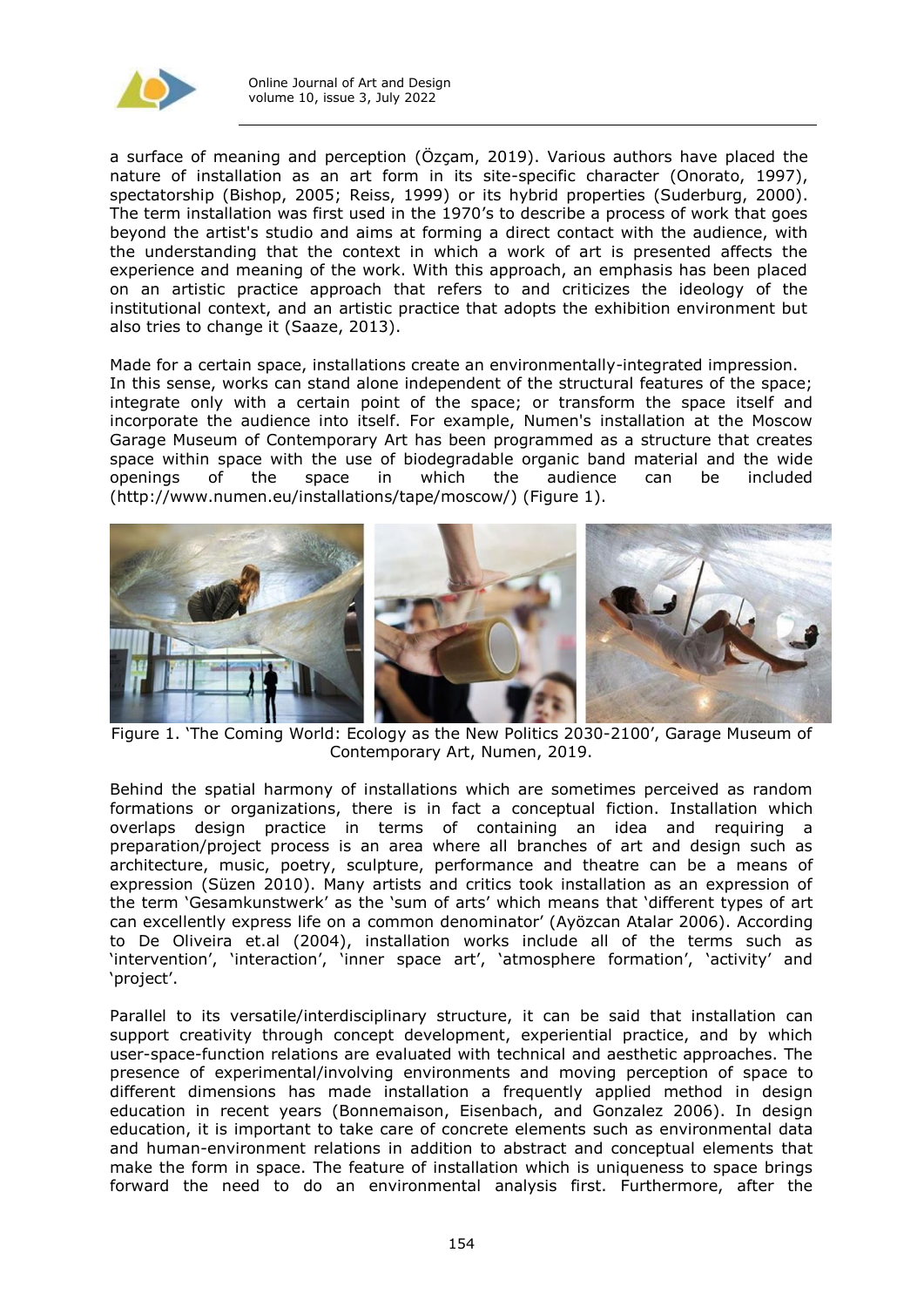a surface of meaning and perception (Özçam, 2019). Various authors have placed the nature of installation as an art form in its site-specific character (Onorato, 1997), spectatorship (Bishop, 2005; Reiss, 1999) or its hybrid properties (Suderburg, 2000). The term installation was first used in the 1970's to describe a process of work that goes beyond the artist's studio and aims at forming a direct contact with the audience, with the understanding that the context in which a work of art is presented affects the experience and meaning of the work. With this approach, an emphasis has been placed on an artistic practice approach that refers to and criticizes the ideology of the institutional context, and an artistic practice that adopts the exhibition environment but also tries to change it (Saaze, 2013).

Made for a certain space, installations create an environmentally-integrated impression. In this sense, works can stand alone independent of the structural features of the space; integrate only with a certain point of the space; or transform the space itself and incorporate the audience into itself. For example, Numen's installation at the Moscow Garage Museum of Contemporary Art has been programmed as a structure that creates space within space with the use of biodegradable organic band material and the wide openings of the space in which the audience can be included (http://www.numen.eu/installations/tape/moscow/) (Figure 1).

Figure 1. 'The Coming World: Ecology as the New Politics 2030-2100', Garage Museum of Contemporary Art, Numen, 2019.

Behind the spatial harmony of installations which are sometimes perceived as random formations or organizations, there is in fact a conceptual fiction. Installation which overlaps design practice in terms of containing an idea and requiring a preparation/project process is an area where all branches of art and design such as architecture, music, poetry, sculpture, performance and theatre can be a means of expression (Süzen 2010). Many artists and critics took installation as an expression of the term 'Gesamkunstwerk' as the 'sum of arts' which means that 'different types of art can excellently express life on a common denominator' (Ayözcan Atalar 2006). According to De Oliveira et.al (2004), installation works include all of the terms such as 'intervention', 'interaction', 'inner space art', 'atmosphere formation', 'activity' and 'project'.

Parallel to its versatile/interdisciplinary structure, it can be said that installation can support creativity through concept development, experiential practice, and by which user-space-function relations are evaluated with technical and aesthetic approaches. The presence of experimental/involving environments and moving perception of space to different dimensions has made installation a frequently applied method in design education in recent years (Bonnemaison, Eisenbach, and Gonzalez 2006). In design education, it is important to take care of concrete elements such as environmental data and human-environment relations in addition to abstract and conceptual elements that make the form in space. The feature of installation which is uniqueness to space brings forward the need to do an environmental analysis first. Furthermore, after the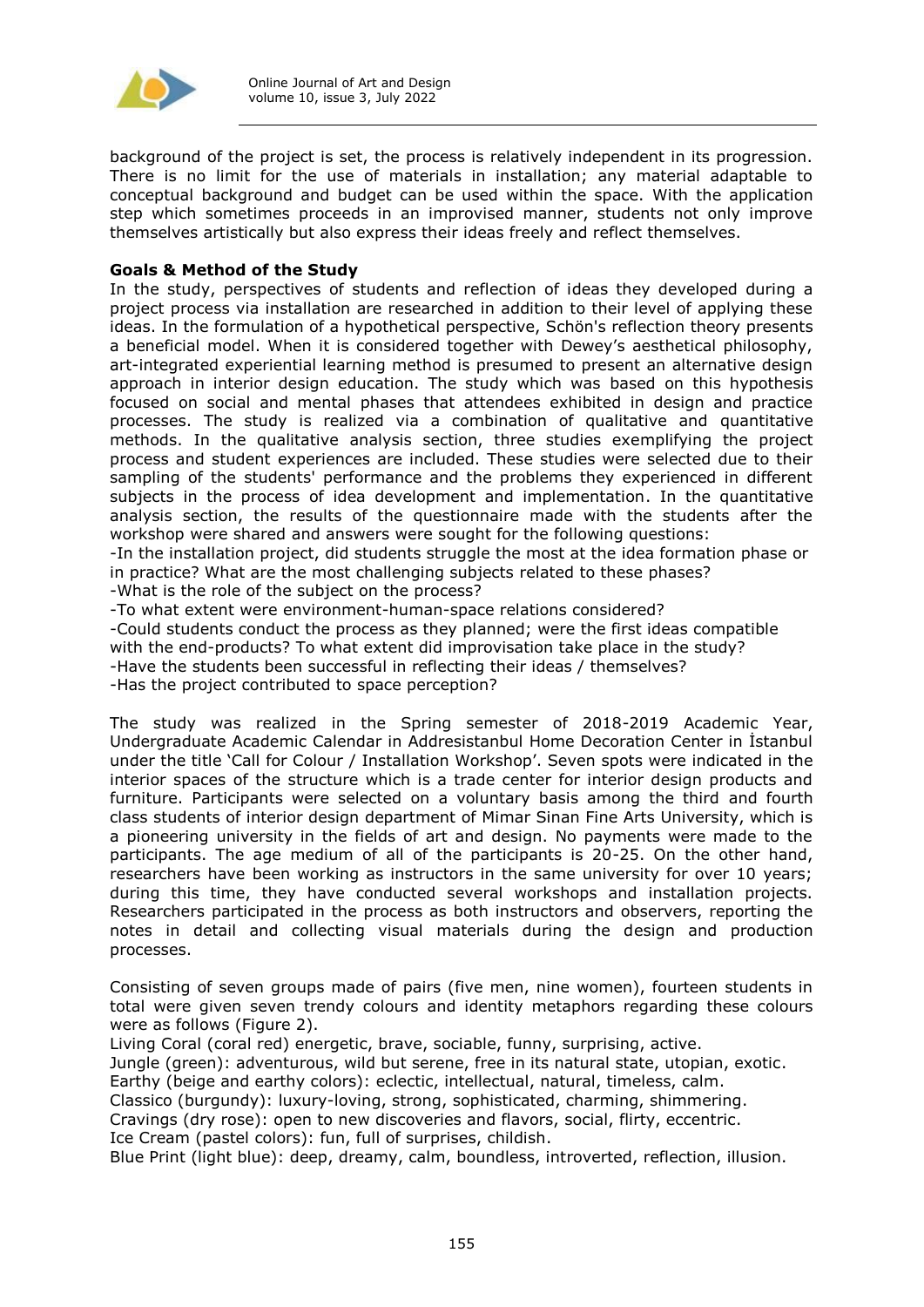background of the project is set, the process is relatively independent in its progression. There is no limit for the use of materials in installation; any material adaptable to conceptual background and budget can be used within the space. With the application step which sometimes proceeds in an improvised manner, students not only improve themselves artistically but also express their ideas freely and reflect themselves.

**Goals & Method of the Study**

In the study, perspectives of students and reflection of ideas they developed during a project process via installation are researched in addition to their level of applying these ideas. In the formulation of a hypothetical perspective, Schön's reflection theory presents a beneficial model. When it is considered together with Dewey's aesthetical philosophy, art-integrated experiential learning method is presumed to present an alternative design approach in interior design education. The study which was based on this hypothesis focused on social and mental phases that attendees exhibited in design and practice processes. The study is realized via a combination of qualitative and quantitative methods. In the qualitative analysis section, three studies exemplifying the project process and student experiences are included. These studies were selected due to their sampling of the students' performance and the problems they experienced in different subjects in the process of idea development and implementation. In the quantitative analysis section, the results of the questionnaire made with the students after the workshop were shared and answers were sought for the following questions:

-In the installation project, did students struggle the most at the idea formation phase or in practice? What are the most challenging subjects related to these phases?
-What is the role of the subject on the process?
-To what extent were environment-human-space relations considered?
-Could students conduct the process as they planned; were the first ideas compatible with the end-products? To what extent did improvisation take place in the study?
-Have the students been successful in reflecting their ideas / themselves?
-Has the project contributed to space perception?

The study was realized in the Spring semester of 2018-2019 Academic Year, Undergraduate Academic Calendar in Addresistanbul Home Decoration Center in İstanbul under the title 'Call for Colour / Installation Workshop'. Seven spots were indicated in the interior spaces of the structure which is a trade center for interior design products and furniture. Participants were selected on a voluntary basis among the third and fourth class students of interior design department of Mimar Sinan Fine Arts University, which is a pioneering university in the fields of art and design. No payments were made to the participants. The age medium of all of the participants is 20-25. On the other hand, researchers have been working as instructors in the same university for over 10 years; during this time, they have conducted several workshops and installation projects. Researchers participated in the process as both instructors and observers, reporting the notes in detail and collecting visual materials during the design and production processes.

Consisting of seven groups made of pairs (five men, nine women), fourteen students in total were given seven trendy colours and identity metaphors regarding these colours were as follows (Figure 2).

Living Coral (coral red) energetic, brave, sociable, funny, surprising, active.
Jungle (green): adventurous, wild but serene, free in its natural state, utopian, exotic.
Earthy (beige and earthy colors): eclectic, intellectual, natural, timeless, calm.
Classico (burgundy): luxury-loving, strong, sophisticated, charming, shimmering.
Cravings (dry rose): open to new discoveries and flavors, social, flirty, eccentric.
Ice Cream (pastel colors): fun, full of surprises, childish.
Blue Print (light blue): deep, dreamy, calm, boundless, introverted, reflection, illusion.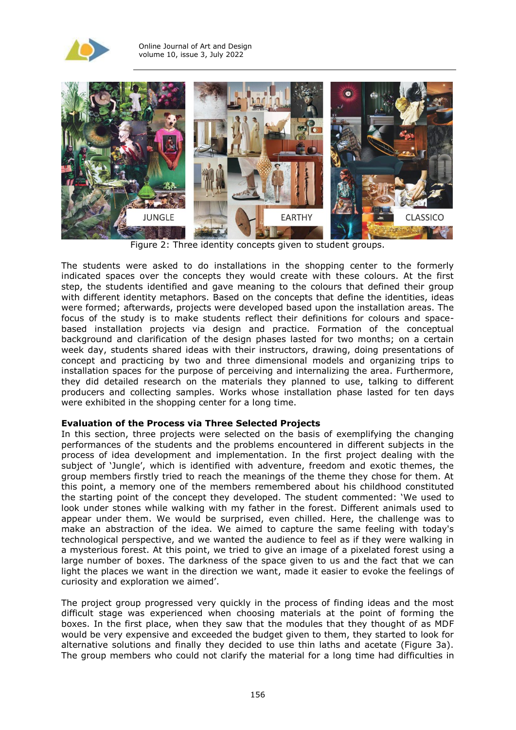Figure 2: Three identity concepts given to student groups.

The students were asked to do installations in the shopping center to the formerly indicated spaces over the concepts they would create with these colours. At the first step, the students identified and gave meaning to the colours that defined their group with different identity metaphors. Based on the concepts that define the identities, ideas were formed; afterwards, projects were developed based upon the installation areas. The focus of the study is to make students reflect their definitions for colours and space-based installation projects via design and practice. Formation of the conceptual background and clarification of the design phases lasted for two months; on a certain week day, students shared ideas with their instructors, drawing, doing presentations of concept and practicing by two and three dimensional models and organizing trips to installation spaces for the purpose of perceiving and internalizing the area. Furthermore, they did detailed research on the materials they planned to use, talking to different producers and collecting samples. Works whose installation phase lasted for ten days were exhibited in the shopping center for a long time.

**Evaluation of the Process via Three Selected Projects**

In this section, three projects were selected on the basis of exemplifying the changing performances of the students and the problems encountered in different subjects in the process of idea development and implementation. In the first project dealing with the subject of 'Jungle', which is identified with adventure, freedom and exotic themes, the group members firstly tried to reach the meanings of the theme they chose for them. At this point, a memory one of the members remembered about his childhood constituted the starting point of the concept they developed. The student commented: 'We used to look under stones while walking with my father in the forest. Different animals used to appear under them. We would be surprised, even chilled. Here, the challenge was to make an abstraction of the idea. We aimed to capture the same feeling with today's technological perspective, and we wanted the audience to feel as if they were walking in a mysterious forest. At this point, we tried to give an image of a pixelated forest using a large number of boxes. The darkness of the space given to us and the fact that we can light the places we want in the direction we want, made it easier to evoke the feelings of curiosity and exploration we aimed'.

The project group progressed very quickly in the process of finding ideas and the most difficult stage was experienced when choosing materials at the point of forming the boxes. In the first place, when they saw that the modules that they thought of as MDF would be very expensive and exceeded the budget given to them, they started to look for alternative solutions and finally they decided to use thin laths and acetate (Figure 3a). The group members who could not clarify the material for a long time had difficulties in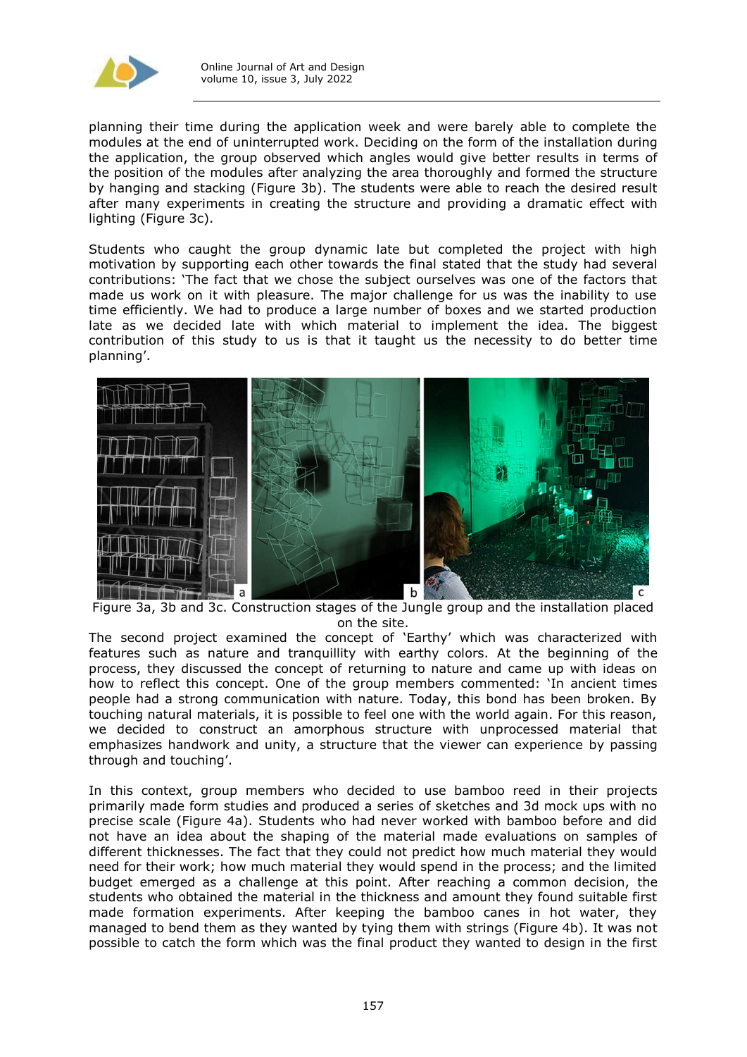planning their time during the application week and were barely able to complete the modules at the end of uninterrupted work. Deciding on the form of the installation during the application, the group observed which angles would give better results in terms of the position of the modules after analyzing the area thoroughly and formed the structure by hanging and stacking (Figure 3b). The students were able to reach the desired result after many experiments in creating the structure and providing a dramatic effect with lighting (Figure 3c).

Students who caught the group dynamic late but completed the project with high motivation by supporting each other towards the final stated that the study had several contributions: 'The fact that we chose the subject ourselves was one of the factors that made us work on it with pleasure. The major challenge for us was the inability to use time efficiently. We had to produce a large number of boxes and we started production late as we decided late with which material to implement the idea. The biggest contribution of this study to us is that it taught us the necessity to do better time planning'.

Figure 3a, 3b and 3c. Construction stages of the Jungle group and the installation placed on the site.

The second project examined the concept of 'Earthy' which was characterized with features such as nature and tranquillity with earthy colors. At the beginning of the process, they discussed the concept of returning to nature and came up with ideas on how to reflect this concept. One of the group members commented: 'In ancient times people had a strong communication with nature. Today, this bond has been broken. By touching natural materials, it is possible to feel one with the world again. For this reason, we decided to construct an amorphous structure with unprocessed material that emphasizes handwork and unity, a structure that the viewer can experience by passing through and touching'.

In this context, group members who decided to use bamboo reed in their projects primarily made form studies and produced a series of sketches and 3d mock ups with no precise scale (Figure 4a). Students who had never worked with bamboo before and did not have an idea about the shaping of the material made evaluations on samples of different thicknesses. The fact that they could not predict how much material they would need for their work; how much material they would spend in the process; and the limited budget emerged as a challenge at this point. After reaching a common decision, the students who obtained the material in the thickness and amount they found suitable first made formation experiments. After keeping the bamboo canes in hot water, they managed to bend them as they wanted by tying them with strings (Figure 4b). It was not possible to catch the form which was the final product they wanted to design in the first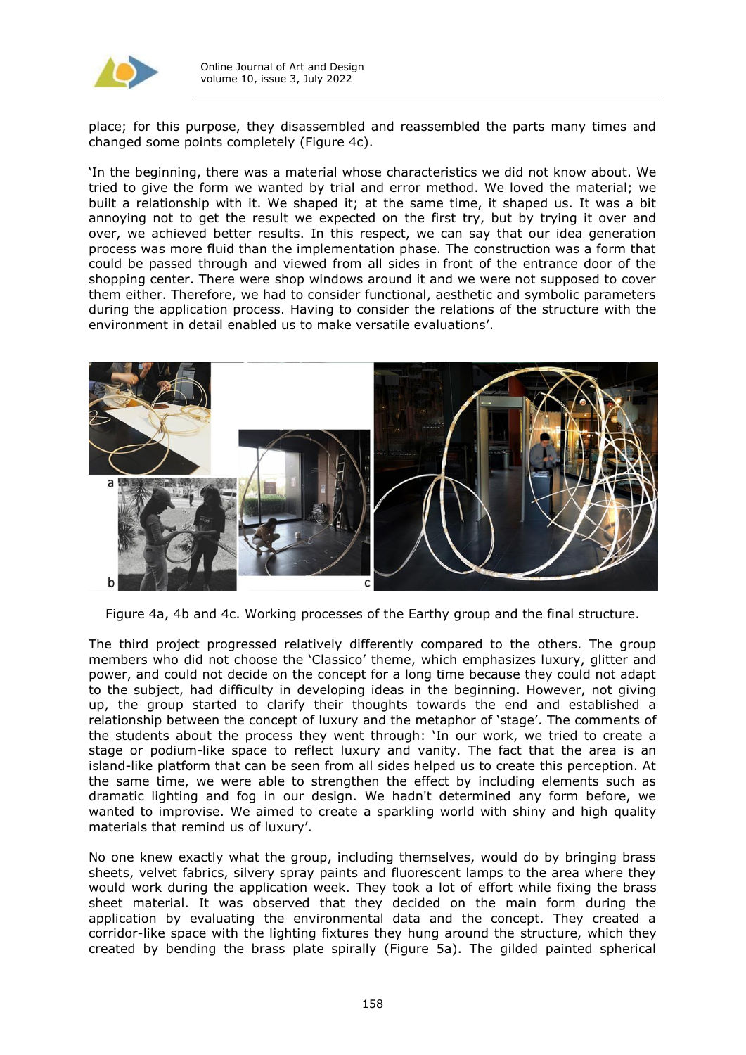place; for this purpose, they disassembled and reassembled the parts many times and changed some points completely (Figure 4c).

'In the beginning, there was a material whose characteristics we did not know about. We tried to give the form we wanted by trial and error method. We loved the material; we built a relationship with it. We shaped it; at the same time, it shaped us. It was a bit annoying not to get the result we expected on the first try, but by trying it over and over, we achieved better results. In this respect, we can say that our idea generation process was more fluid than the implementation phase. The construction was a form that could be passed through and viewed from all sides in front of the entrance door of the shopping center. There were shop windows around it and we were not supposed to cover them either. Therefore, we had to consider functional, aesthetic and symbolic parameters during the application process. Having to consider the relations of the structure with the environment in detail enabled us to make versatile evaluations'.

Figure 4a, 4b and 4c. Working processes of the Earthy group and the final structure.

The third project progressed relatively differently compared to the others. The group members who did not choose the 'Classico' theme, which emphasizes luxury, glitter and power, and could not decide on the concept for a long time because they could not adapt to the subject, had difficulty in developing ideas in the beginning. However, not giving up, the group started to clarify their thoughts towards the end and established a relationship between the concept of luxury and the metaphor of 'stage'. The comments of the students about the process they went through: 'In our work, we tried to create a stage or podium-like space to reflect luxury and vanity. The fact that the area is an island-like platform that can be seen from all sides helped us to create this perception. At the same time, we were able to strengthen the effect by including elements such as dramatic lighting and fog in our design. We hadn't determined any form before, we wanted to improvise. We aimed to create a sparkling world with shiny and high quality materials that remind us of luxury'.

No one knew exactly what the group, including themselves, would do by bringing brass sheets, velvet fabrics, silvery spray paints and fluorescent lamps to the area where they would work during the application week. They took a lot of effort while fixing the brass sheet material. It was observed that they decided on the main form during the application by evaluating the environmental data and the concept. They created a corridor-like space with the lighting fixtures they hung around the structure, which they created by bending the brass plate spirally (Figure 5a). The gilded painted spherical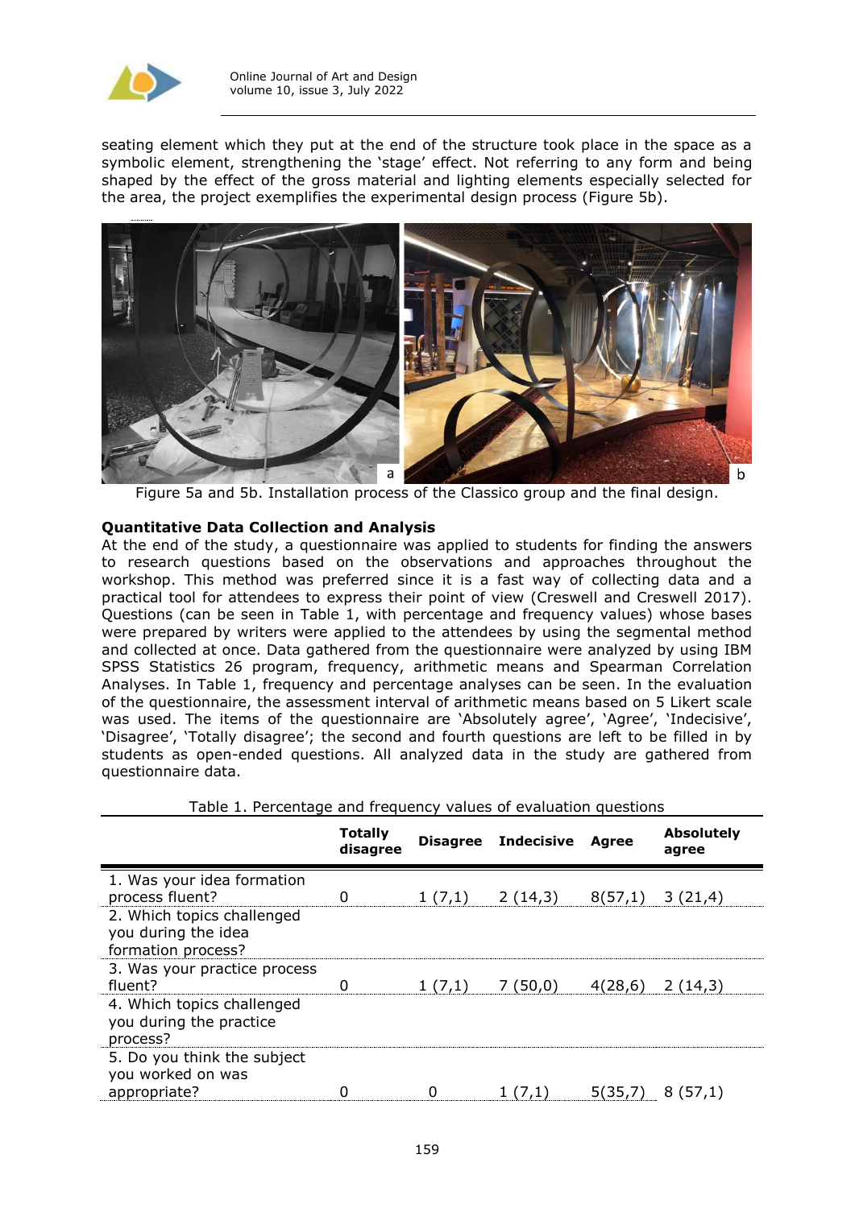seating element which they put at the end of the structure took place in the space as a symbolic element, strengthening the 'stage' effect. Not referring to any form and being shaped by the effect of the gross material and lighting elements especially selected for the area, the project exemplifies the experimental design process (Figure 5b).

Figure 5a and 5b. Installation process of the Classico group and the final design.

**Quantitative Data Collection and Analysis**

At the end of the study, a questionnaire was applied to students for finding the answers to research questions based on the observations and approaches throughout the workshop. This method was preferred since it is a fast way of collecting data and a practical tool for attendees to express their point of view (Creswell and Creswell 2017). Questions (can be seen in Table 1, with percentage and frequency values) whose bases were prepared by writers were applied to the attendees by using the segmental method and collected at once. Data gathered from the questionnaire were analyzed by using IBM SPSS Statistics 26 program, frequency, arithmetic means and Spearman Correlation Analyses. In Table 1, frequency and percentage analyses can be seen. In the evaluation of the questionnaire, the assessment interval of arithmetic means based on 5 Likert scale was used. The items of the questionnaire are 'Absolutely agree', 'Agree', 'Indecisive', 'Disagree', 'Totally disagree'; the second and fourth questions are left to be filled in by students as open-ended questions. All analyzed data in the study are gathered from questionnaire data.

Table 1. Percentage and frequency values of evaluation questions

| | Totally disagree | Disagree | Indecisive | Agree | Absolutely agree |
|---|---|---|---|---|---|
| 1. Was your idea formation process fluent? | 0 | 1 (7,1) | 2 (14,3) | 8(57,1) | 3 (21,4) |
| 2. Which topics challenged you during the idea formation process? | | | | | |
| 3. Was your practice process fluent? | 0 | 1 (7,1) | 7 (50,0) | 4(28,6) | 2 (14,3) |
| 4. Which topics challenged you during the practice process? | | | | | |
| 5. Do you think the subject you worked on was appropriate? | 0 | 0 | 1 (7,1) | 5(35,7) | 8 (57,1) |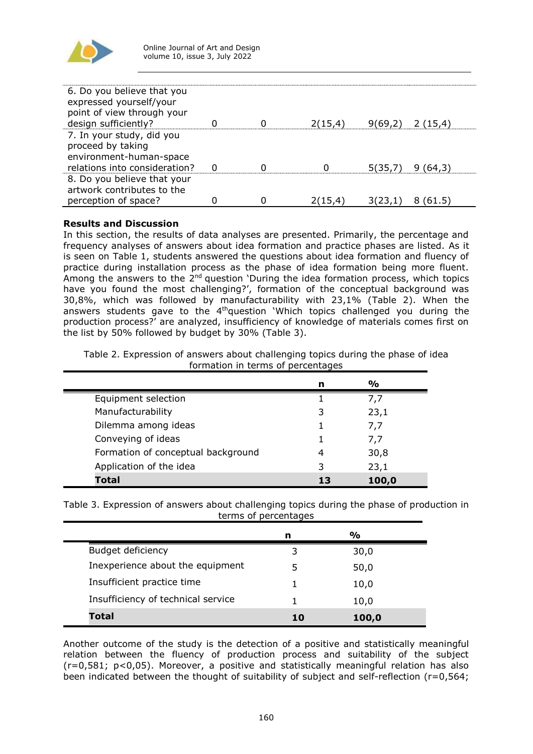| | | | | | |
|---|---|---|---|---|---|
| 6. Do you believe that you expressed yourself/your point of view through your design sufficiently? | 0 | 0 | 2(15,4) | 9(69,2) | 2 (15,4) |
| 7. In your study, did you proceed by taking environment-human-space relations into consideration? | 0 | 0 | 0 | 5(35,7) | 9 (64,3) |
| 8. Do you believe that your artwork contributes to the perception of space? | 0 | 0 | 2(15,4) | 3(23,1) | 8 (61.5) |

**Results and Discussion**

In this section, the results of data analyses are presented. Primarily, the percentage and frequency analyses of answers about idea formation and practice phases are listed. As it is seen on Table 1, students answered the questions about idea formation and fluency of practice during installation process as the phase of idea formation being more fluent. Among the answers to the 2nd question 'During the idea formation process, which topics have you found the most challenging?', formation of the conceptual background was 30,8%, which was followed by manufacturability with 23,1% (Table 2). When the answers students gave to the 4thquestion 'Which topics challenged you during the production process?' are analyzed, insufficiency of knowledge of materials comes first on the list by 50% followed by budget by 30% (Table 3).

Table 2. Expression of answers about challenging topics during the phase of idea formation in terms of percentages

| | n | % |
|---|---|---|
| Equipment selection | 1 | 7,7 |
| Manufacturability | 3 | 23,1 |
| Dilemma among ideas | 1 | 7,7 |
| Conveying of ideas | 1 | 7,7 |
| Formation of conceptual background | 4 | 30,8 |
| Application of the idea | 3 | 23,1 |
| **Total** | **13** | **100,0** |

Table 3. Expression of answers about challenging topics during the phase of production in terms of percentages

| | n | % |
|---|---|---|
| Budget deficiency | 3 | 30,0 |
| Inexperience about the equipment | 5 | 50,0 |
| Insufficient practice time | 1 | 10,0 |
| Insufficiency of technical service | 1 | 10,0 |
| **Total** | **10** | **100,0** |

Another outcome of the study is the detection of a positive and statistically meaningful relation between the fluency of production process and suitability of the subject ($r=0,581$; $p<0,05$). Moreover, a positive and statistically meaningful relation has also been indicated between the thought of suitability of subject and self-reflection ($r=0,564$;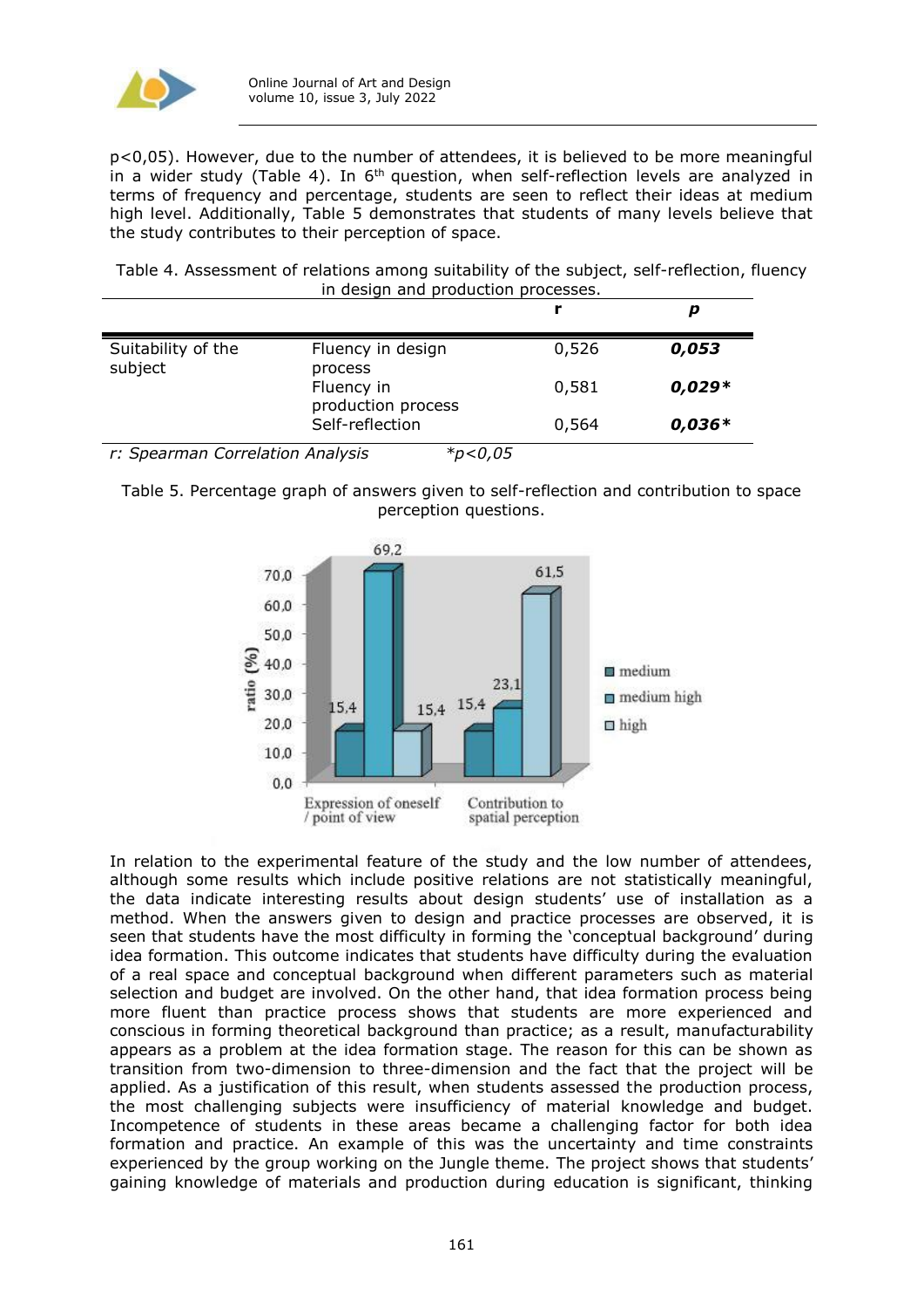p<0,05). However, due to the number of attendees, it is believed to be more meaningful in a wider study (Table 4). In 6th question, when self-reflection levels are analyzed in terms of frequency and percentage, students are seen to reflect their ideas at medium high level. Additionally, Table 5 demonstrates that students of many levels believe that the study contributes to their perception of space.

Table 4. Assessment of relations among suitability of the subject, self-reflection, fluency in design and production processes.

| | | r | p |
|---|---|---|---|
| Suitability of the subject | Fluency in design process | 0,526 | ***0,053*** |
| | Fluency in production process | 0,581 | ***0,029**** |
| | Self-reflection | 0,564 | ***0,036**** |

*r: Spearman Correlation Analysis* *\*p<0,05*

Table 5. Percentage graph of answers given to self-reflection and contribution to space perception questions.

| ratio (%) | medium | medium high | high |
|---|---|---|---|
| Expression of oneself / point of view | 15,4 | 69,2 | 15,4 |
| Contribution to spatial perception | 15,4 | 23,1 | 61,5 |

In relation to the experimental feature of the study and the low number of attendees, although some results which include positive relations are not statistically meaningful, the data indicate interesting results about design students' use of installation as a method. When the answers given to design and practice processes are observed, it is seen that students have the most difficulty in forming the 'conceptual background' during idea formation. This outcome indicates that students have difficulty during the evaluation of a real space and conceptual background when different parameters such as material selection and budget are involved. On the other hand, that idea formation process being more fluent than practice process shows that students are more experienced and conscious in forming theoretical background than practice; as a result, manufacturability appears as a problem at the idea formation stage. The reason for this can be shown as transition from two-dimension to three-dimension and the fact that the project will be applied. As a justification of this result, when students assessed the production process, the most challenging subjects were insufficiency of material knowledge and budget. Incompetence of students in these areas became a challenging factor for both idea formation and practice. An example of this was the uncertainty and time constraints experienced by the group working on the Jungle theme. The project shows that students' gaining knowledge of materials and production during education is significant, thinking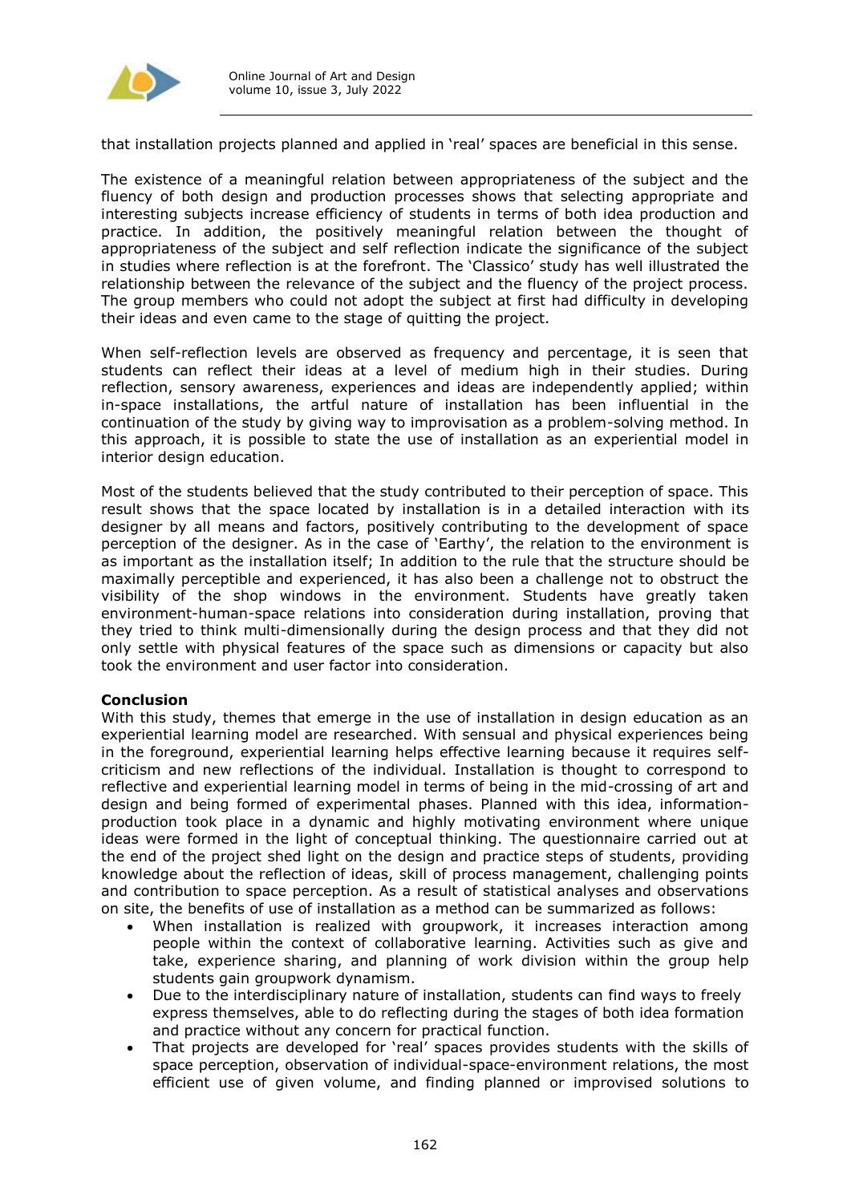that installation projects planned and applied in 'real' spaces are beneficial in this sense.

The existence of a meaningful relation between appropriateness of the subject and the fluency of both design and production processes shows that selecting appropriate and interesting subjects increase efficiency of students in terms of both idea production and practice. In addition, the positively meaningful relation between the thought of appropriateness of the subject and self reflection indicate the significance of the subject in studies where reflection is at the forefront. The 'Classico' study has well illustrated the relationship between the relevance of the subject and the fluency of the project process. The group members who could not adopt the subject at first had difficulty in developing their ideas and even came to the stage of quitting the project.

When self-reflection levels are observed as frequency and percentage, it is seen that students can reflect their ideas at a level of medium high in their studies. During reflection, sensory awareness, experiences and ideas are independently applied; within in-space installations, the artful nature of installation has been influential in the continuation of the study by giving way to improvisation as a problem-solving method. In this approach, it is possible to state the use of installation as an experiential model in interior design education.

Most of the students believed that the study contributed to their perception of space. This result shows that the space located by installation is in a detailed interaction with its designer by all means and factors, positively contributing to the development of space perception of the designer. As in the case of 'Earthy', the relation to the environment is as important as the installation itself; In addition to the rule that the structure should be maximally perceptible and experienced, it has also been a challenge not to obstruct the visibility of the shop windows in the environment. Students have greatly taken environment-human-space relations into consideration during installation, proving that they tried to think multi-dimensionally during the design process and that they did not only settle with physical features of the space such as dimensions or capacity but also took the environment and user factor into consideration.

**Conclusion**

With this study, themes that emerge in the use of installation in design education as an experiential learning model are researched. With sensual and physical experiences being in the foreground, experiential learning helps effective learning because it requires self-criticism and new reflections of the individual. Installation is thought to correspond to reflective and experiential learning model in terms of being in the mid-crossing of art and design and being formed of experimental phases. Planned with this idea, information-production took place in a dynamic and highly motivating environment where unique ideas were formed in the light of conceptual thinking. The questionnaire carried out at the end of the project shed light on the design and practice steps of students, providing knowledge about the reflection of ideas, skill of process management, challenging points and contribution to space perception. As a result of statistical analyses and observations on site, the benefits of use of installation as a method can be summarized as follows:

- When installation is realized with groupwork, it increases interaction among people within the context of collaborative learning. Activities such as give and take, experience sharing, and planning of work division within the group help students gain groupwork dynamism.
- Due to the interdisciplinary nature of installation, students can find ways to freely express themselves, able to do reflecting during the stages of both idea formation and practice without any concern for practical function.
- That projects are developed for 'real' spaces provides students with the skills of space perception, observation of individual-space-environment relations, the most efficient use of given volume, and finding planned or improvised solutions to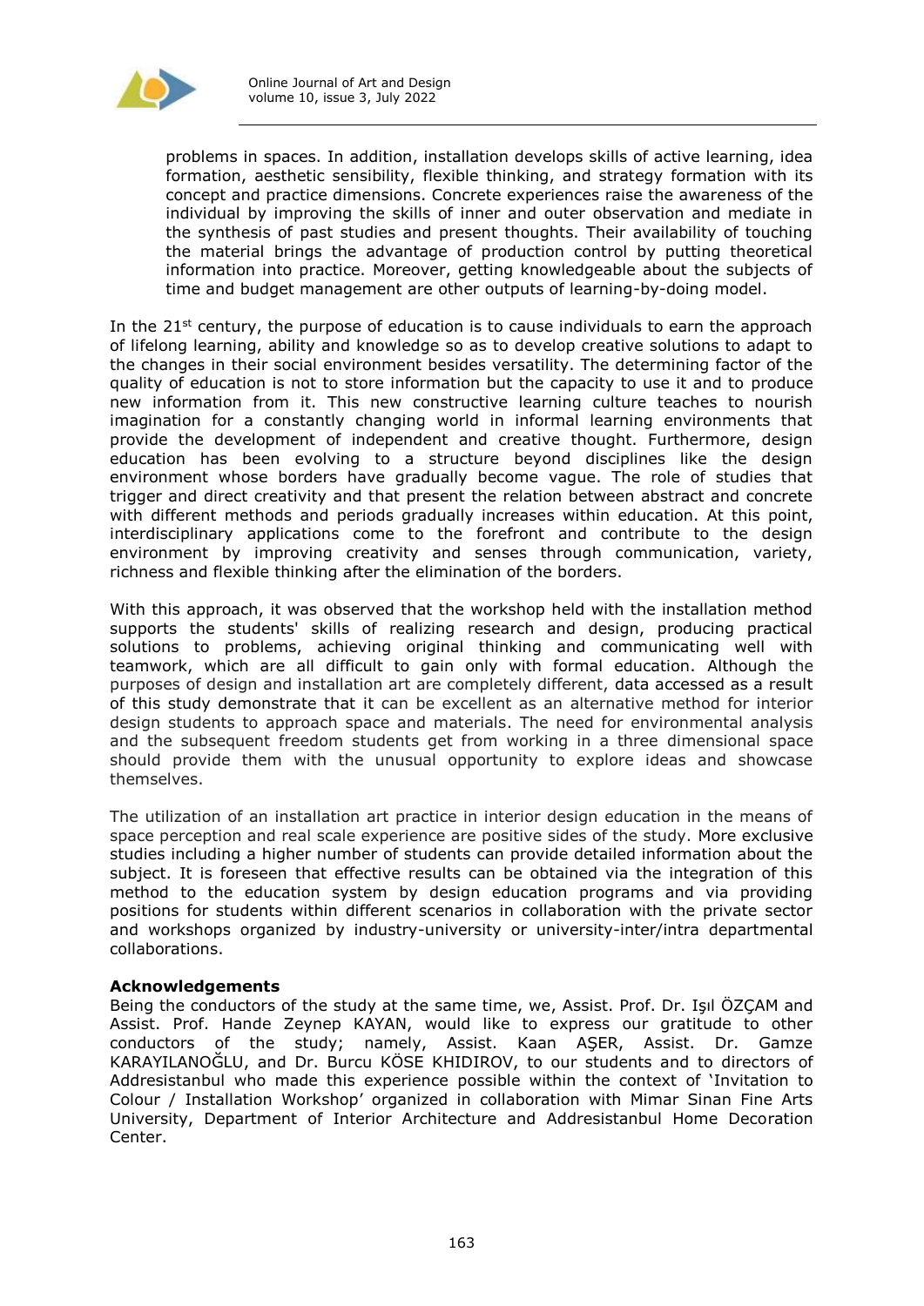problems in spaces. In addition, installation develops skills of active learning, idea formation, aesthetic sensibility, flexible thinking, and strategy formation with its concept and practice dimensions. Concrete experiences raise the awareness of the individual by improving the skills of inner and outer observation and mediate in the synthesis of past studies and present thoughts. Their availability of touching the material brings the advantage of production control by putting theoretical information into practice. Moreover, getting knowledgeable about the subjects of time and budget management are other outputs of learning-by-doing model.

In the 21st century, the purpose of education is to cause individuals to earn the approach of lifelong learning, ability and knowledge so as to develop creative solutions to adapt to the changes in their social environment besides versatility. The determining factor of the quality of education is not to store information but the capacity to use it and to produce new information from it. This new constructive learning culture teaches to nourish imagination for a constantly changing world in informal learning environments that provide the development of independent and creative thought. Furthermore, design education has been evolving to a structure beyond disciplines like the design environment whose borders have gradually become vague. The role of studies that trigger and direct creativity and that present the relation between abstract and concrete with different methods and periods gradually increases within education. At this point, interdisciplinary applications come to the forefront and contribute to the design environment by improving creativity and senses through communication, variety, richness and flexible thinking after the elimination of the borders.

With this approach, it was observed that the workshop held with the installation method supports the students' skills of realizing research and design, producing practical solutions to problems, achieving original thinking and communicating well with teamwork, which are all difficult to gain only with formal education. Although the purposes of design and installation art are completely different, data accessed as a result of this study demonstrate that it can be excellent as an alternative method for interior design students to approach space and materials. The need for environmental analysis and the subsequent freedom students get from working in a three dimensional space should provide them with the unusual opportunity to explore ideas and showcase themselves.

The utilization of an installation art practice in interior design education in the means of space perception and real scale experience are positive sides of the study. More exclusive studies including a higher number of students can provide detailed information about the subject. It is foreseen that effective results can be obtained via the integration of this method to the education system by design education programs and via providing positions for students within different scenarios in collaboration with the private sector and workshops organized by industry-university or university-inter/intra departmental collaborations.

**Acknowledgements**

Being the conductors of the study at the same time, we, Assist. Prof. Dr. Işıl ÖZÇAM and Assist. Prof. Hande Zeynep KAYAN, would like to express our gratitude to other conductors of the study; namely, Assist. Kaan AŞER, Assist. Dr. Gamze KARAYILANOĞLU, and Dr. Burcu KÖSE KHIDIROV, to our students and to directors of Addresistanbul who made this experience possible within the context of 'Invitation to Colour / Installation Workshop' organized in collaboration with Mimar Sinan Fine Arts University, Department of Interior Architecture and Addresistanbul Home Decoration Center.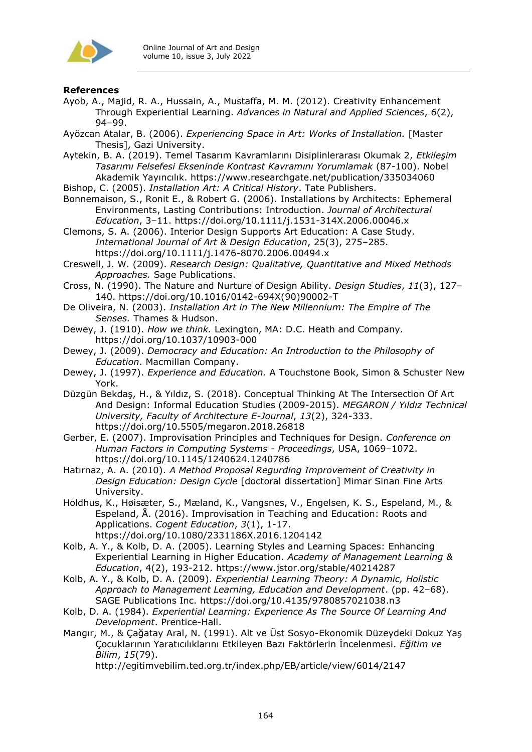## References

Ayob, A., Majid, R. A., Hussain, A., Mustaffa, M. M. (2012). Creativity Enhancement Through Experiential Learning. *Advances in Natural and Applied Sciences*, *6*(2), 94–99.

Ayözcan Atalar, B. (2006). *Experiencing Space in Art: Works of Installation.* [Master Thesis], Gazi University.

Aytekin, B. A. (2019). Temel Tasarım Kavramlarını Disiplinlerarası Okumak 2, *Etkileşim Tasarımı Felsefesi Ekseninde Kontrast Kavramını Yorumlamak* (87-100). Nobel Akademik Yayıncılık. https://www.researchgate.net/publication/335034060

Bishop, C. (2005). *Installation Art: A Critical History*. Tate Publishers.

Bonnemaison, S., Ronit E., & Robert G. (2006). Installations by Architects: Ephemeral Environments, Lasting Contributions: Introduction. *Journal of Architectural Education*, 3–11. https://doi.org/10.1111/j.1531-314X.2006.00046.x

Clemons, S. A. (2006). Interior Design Supports Art Education: A Case Study. *International Journal of Art & Design Education*, 25(3), 275–285. https://doi.org/10.1111/j.1476-8070.2006.00494.x

Creswell, J. W. (2009). *Research Design: Qualitative, Quantitative and Mixed Methods Approaches.* Sage Publications.

Cross, N. (1990). The Nature and Nurture of Design Ability. *Design Studies*, *11*(3), 127–140. https://doi.org/10.1016/0142-694X(90)90002-T

De Oliveira, N. (2003). *Installation Art in The New Millennium: The Empire of The Senses.* Thames & Hudson.

Dewey, J. (1910). *How we think.* Lexington, MA: D.C. Heath and Company. https://doi.org/10.1037/10903-000

Dewey, J. (2009). *Democracy and Education: An Introduction to the Philosophy of Education*. Macmillan Company.

Dewey, J. (1997). *Experience and Education.* A Touchstone Book, Simon & Schuster New York.

Düzgün Bekdaş, H., & Yıldız, S. (2018). Conceptual Thinking At The Intersection Of Art And Design: Informal Education Studies (2009-2015). *MEGARON / Yıldız Technical University, Faculty of Architecture E-Journal*, *13*(2), 324-333. https://doi.org/10.5505/megaron.2018.26818

Gerber, E. (2007). Improvisation Principles and Techniques for Design. *Conference on Human Factors in Computing Systems - Proceedings*, USA, 1069–1072. https://doi.org/10.1145/1240624.1240786

Hatırnaz, A. A. (2010). *A Method Proposal Regurding Improvement of Creativity in Design Education: Design Cycle* [doctoral dissertation] Mimar Sinan Fine Arts University.

Holdhus, K., Høisæter, S., Mæland, K., Vangsnes, V., Engelsen, K. S., Espeland, M., & Espeland, Å. (2016). Improvisation in Teaching and Education: Roots and Applications. *Cogent Education*, *3*(1), 1-17. https://doi.org/10.1080/2331186X.2016.1204142

Kolb, A. Y., & Kolb, D. A. (2005). Learning Styles and Learning Spaces: Enhancing Experiential Learning in Higher Education. *Academy of Management Learning & Education*, 4(2), 193-212. https://www.jstor.org/stable/40214287

Kolb, A. Y., & Kolb, D. A. (2009). *Experiential Learning Theory: A Dynamic, Holistic Approach to Management Learning, Education and Development*. (pp. 42–68). SAGE Publications Inc. https://doi.org/10.4135/9780857021038.n3

Kolb, D. A. (1984). *Experiential Learning: Experience As The Source Of Learning And Development*. Prentice-Hall.

Mangır, M., & Çağatay Aral, N. (1991). Alt ve Üst Sosyo-Ekonomik Düzeydeki Dokuz Yaş Çocuklarının Yaratıcılıklarını Etkileyen Bazı Faktörlerin İncelenmesi. *Eğitim ve Bilim*, *15*(79). http://egitimvebilim.ted.org.tr/index.php/EB/article/view/6014/2147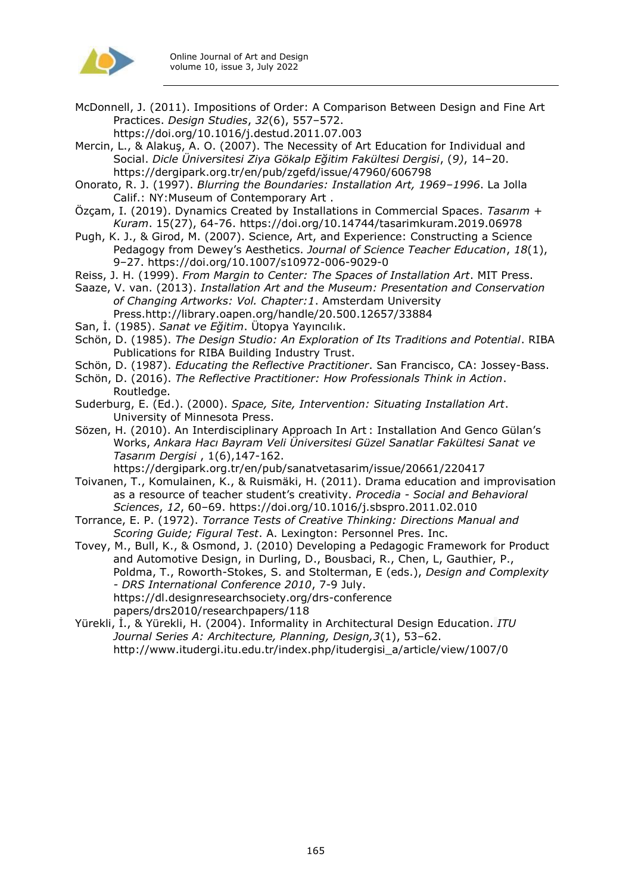McDonnell, J. (2011). Impositions of Order: A Comparison Between Design and Fine Art Practices. *Design Studies*, *32*(6), 557–572. https://doi.org/10.1016/j.destud.2011.07.003

Mercin, L., & Alakuş, A. O. (2007). The Necessity of Art Education for Individual and Social. *Dicle Üniversitesi Ziya Gökalp Eğitim Fakültesi Dergisi*, (*9)*, 14–20. https://dergipark.org.tr/en/pub/zgefd/issue/47960/606798

Onorato, R. J. (1997). *Blurring the Boundaries: Installation Art, 1969–1996*. La Jolla Calif.: NY:Museum of Contemporary Art .

Özçam, I. (2019). Dynamics Created by Installations in Commercial Spaces. *Tasarım + Kuram*. 15(27), 64-76. https://doi.org/10.14744/tasarimkuram.2019.06978

Pugh, K. J., & Girod, M. (2007). Science, Art, and Experience: Constructing a Science Pedagogy from Dewey's Aesthetics. *Journal of Science Teacher Education*, *18*(1), 9–27. https://doi.org/10.1007/s10972-006-9029-0

Reiss, J. H. (1999). *From Margin to Center: The Spaces of Installation Art*. MIT Press.

Saaze, V. van. (2013). *Installation Art and the Museum: Presentation and Conservation of Changing Artworks: Vol. Chapter:1*. Amsterdam University Press.http://library.oapen.org/handle/20.500.12657/33884

San, İ. (1985). *Sanat ve Eğitim*. Ütopya Yayıncılık.

Schön, D. (1985). *The Design Studio: An Exploration of Its Traditions and Potential*. RIBA Publications for RIBA Building Industry Trust.

Schön, D. (1987). *Educating the Reflective Practitioner*. San Francisco, CA: Jossey-Bass.

Schön, D. (2016). *The Reflective Practitioner: How Professionals Think in Action*. Routledge.

Suderburg, E. (Ed.). (2000). *Space, Site, Intervention: Situating Installation Art*. University of Minnesota Press.

Sözen, H. (2010). An Interdisciplinary Approach In Art : Installation And Genco Gülan's Works, *Ankara Hacı Bayram Veli Üniversitesi Güzel Sanatlar Fakültesi Sanat ve Tasarım Dergisi* , 1(6),147-162. https://dergipark.org.tr/en/pub/sanatvetasarim/issue/20661/220417

Toivanen, T., Komulainen, K., & Ruismäki, H. (2011). Drama education and improvisation as a resource of teacher student's creativity. *Procedia - Social and Behavioral Sciences*, *12*, 60–69. https://doi.org/10.1016/j.sbspro.2011.02.010

Torrance, E. P. (1972). *Torrance Tests of Creative Thinking: Directions Manual and Scoring Guide; Figural Test*. A. Lexington: Personnel Pres. Inc.

Tovey, M., Bull, K., & Osmond, J. (2010) Developing a Pedagogic Framework for Product and Automotive Design, in Durling, D., Bousbaci, R., Chen, L, Gauthier, P., Poldma, T., Roworth-Stokes, S. and Stolterman, E (eds.), *Design and Complexity - DRS International Conference 2010*, 7-9 July. https://dl.designresearchsociety.org/drs-conference papers/drs2010/researchpapers/118

Yürekli, İ., & Yürekli, H. (2004). Informality in Architectural Design Education. *ITU Journal Series A: Architecture, Planning, Design,3*(1), 53–62. http://www.itudergi.itu.edu.tr/index.php/itudergisi_a/article/view/1007/0